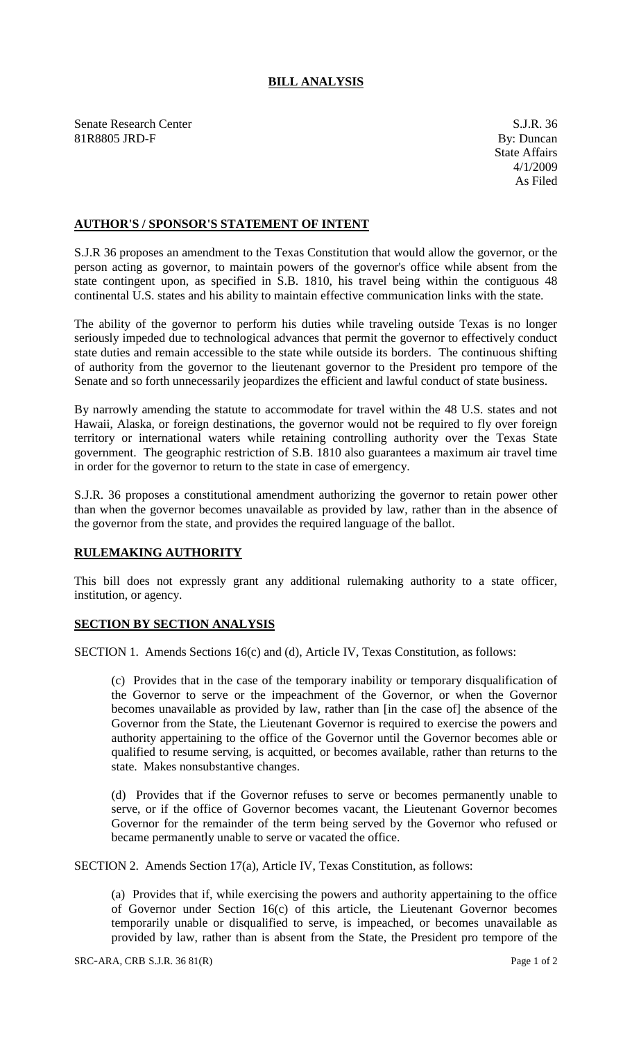# BILL ANALYSIS

Senate Research Center
81R8805 JRD-F

S.J.R. 36
By: Duncan
State Affairs
4/1/2009
As Filed

## AUTHOR'S / SPONSOR'S STATEMENT OF INTENT

S.J.R 36 proposes an amendment to the Texas Constitution that would allow the governor, or the person acting as governor, to maintain powers of the governor's office while absent from the state contingent upon, as specified in S.B. 1810, his travel being within the contiguous 48 continental U.S. states and his ability to maintain effective communication links with the state.

The ability of the governor to perform his duties while traveling outside Texas is no longer seriously impeded due to technological advances that permit the governor to effectively conduct state duties and remain accessible to the state while outside its borders. The continuous shifting of authority from the governor to the lieutenant governor to the President pro tempore of the Senate and so forth unnecessarily jeopardizes the efficient and lawful conduct of state business.

By narrowly amending the statute to accommodate for travel within the 48 U.S. states and not Hawaii, Alaska, or foreign destinations, the governor would not be required to fly over foreign territory or international waters while retaining controlling authority over the Texas State government. The geographic restriction of S.B. 1810 also guarantees a maximum air travel time in order for the governor to return to the state in case of emergency.

S.J.R. 36 proposes a constitutional amendment authorizing the governor to retain power other than when the governor becomes unavailable as provided by law, rather than in the absence of the governor from the state, and provides the required language of the ballot.

## RULEMAKING AUTHORITY

This bill does not expressly grant any additional rulemaking authority to a state officer, institution, or agency.

## SECTION BY SECTION ANALYSIS

SECTION 1. Amends Sections 16(c) and (d), Article IV, Texas Constitution, as follows:

(c) Provides that in the case of the temporary inability or temporary disqualification of the Governor to serve or the impeachment of the Governor, or when the Governor becomes unavailable as provided by law, rather than [in the case of] the absence of the Governor from the State, the Lieutenant Governor is required to exercise the powers and authority appertaining to the office of the Governor until the Governor becomes able or qualified to resume serving, is acquitted, or becomes available, rather than returns to the state. Makes nonsubstantive changes.

(d) Provides that if the Governor refuses to serve or becomes permanently unable to serve, or if the office of Governor becomes vacant, the Lieutenant Governor becomes Governor for the remainder of the term being served by the Governor who refused or became permanently unable to serve or vacated the office.

SECTION 2. Amends Section 17(a), Article IV, Texas Constitution, as follows:

(a) Provides that if, while exercising the powers and authority appertaining to the office of Governor under Section 16(c) of this article, the Lieutenant Governor becomes temporarily unable or disqualified to serve, is impeached, or becomes unavailable as provided by law, rather than is absent from the State, the President pro tempore of the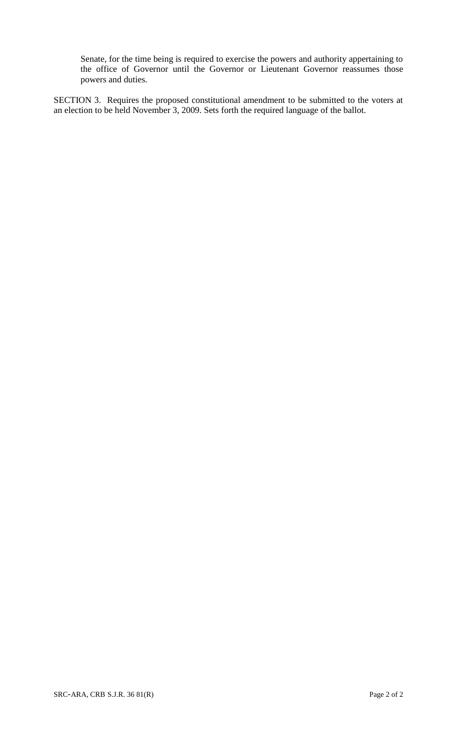Senate, for the time being is required to exercise the powers and authority appertaining to the office of Governor until the Governor or Lieutenant Governor reassumes those powers and duties.

SECTION 3. Requires the proposed constitutional amendment to be submitted to the voters at an election to be held November 3, 2009. Sets forth the required language of the ballot.